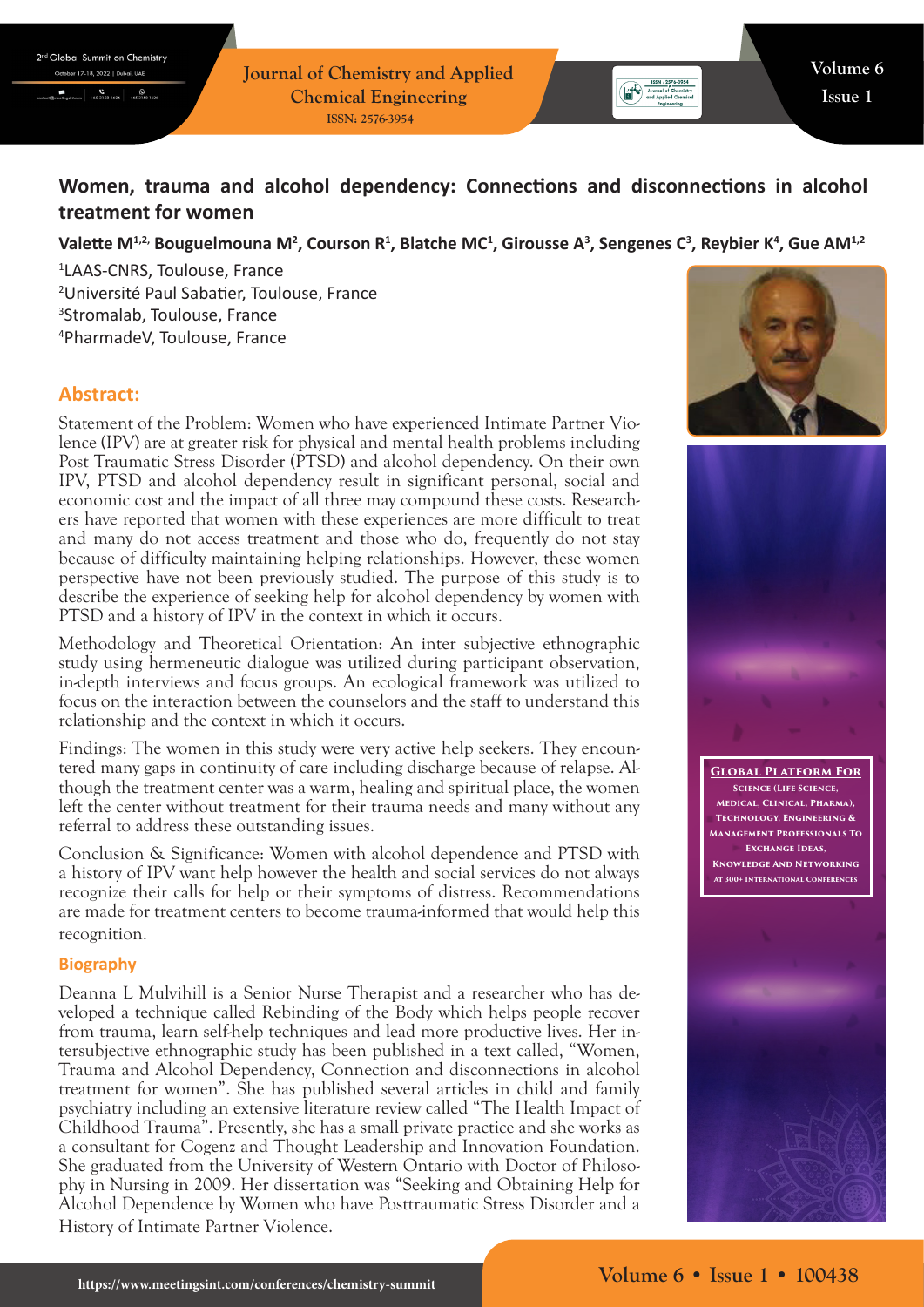# Women, trauma and alcohol dependency: Connections and disconnections in alcohol treatment for women

**Valette M[1,2], Bouguelmouna M[2], Courson R[1], Blatche MC[1], Girousse A[3], Sengenes C[3], Reybier K[4], Gue AM[1,2]**

[1]LAAS-CNRS, Toulouse, France
[2]Université Paul Sabatier, Toulouse, France
[3]Stromalab, Toulouse, France
[4]PharmadeV, Toulouse, France

## Abstract:

Statement of the Problem: Women who have experienced Intimate Partner Violence (IPV) are at greater risk for physical and mental health problems including Post Traumatic Stress Disorder (PTSD) and alcohol dependency. On their own IPV, PTSD and alcohol dependency result in significant personal, social and economic cost and the impact of all three may compound these costs. Researchers have reported that women with these experiences are more difficult to treat and many do not access treatment and those who do, frequently do not stay because of difficulty maintaining helping relationships. However, these women perspective have not been previously studied. The purpose of this study is to describe the experience of seeking help for alcohol dependency by women with PTSD and a history of IPV in the context in which it occurs.

Methodology and Theoretical Orientation: An inter subjective ethnographic study using hermeneutic dialogue was utilized during participant observation, in-depth interviews and focus groups. An ecological framework was utilized to focus on the interaction between the counselors and the staff to understand this relationship and the context in which it occurs.

Findings: The women in this study were very active help seekers. They encountered many gaps in continuity of care including discharge because of relapse. Although the treatment center was a warm, healing and spiritual place, the women left the center without treatment for their trauma needs and many without any referral to address these outstanding issues.

Conclusion & Significance: Women with alcohol dependence and PTSD with a history of IPV want help however the health and social services do not always recognize their calls for help or their symptoms of distress. Recommendations are made for treatment centers to become trauma-informed that would help this recognition.

### Biography

Deanna L Mulvihill is a Senior Nurse Therapist and a researcher who has developed a technique called Rebinding of the Body which helps people recover from trauma, learn self-help techniques and lead more productive lives. Her intersubjective ethnographic study has been published in a text called, "Women, Trauma and Alcohol Dependency, Connection and disconnections in alcohol treatment for women". She has published several articles in child and family psychiatry including an extensive literature review called "The Health Impact of Childhood Trauma". Presently, she has a small private practice and she works as a consultant for Cogenz and Thought Leadership and Innovation Foundation. She graduated from the University of Western Ontario with Doctor of Philosophy in Nursing in 2009. Her dissertation was "Seeking and Obtaining Help for Alcohol Dependence by Women who have Posttraumatic Stress Disorder and a History of Intimate Partner Violence.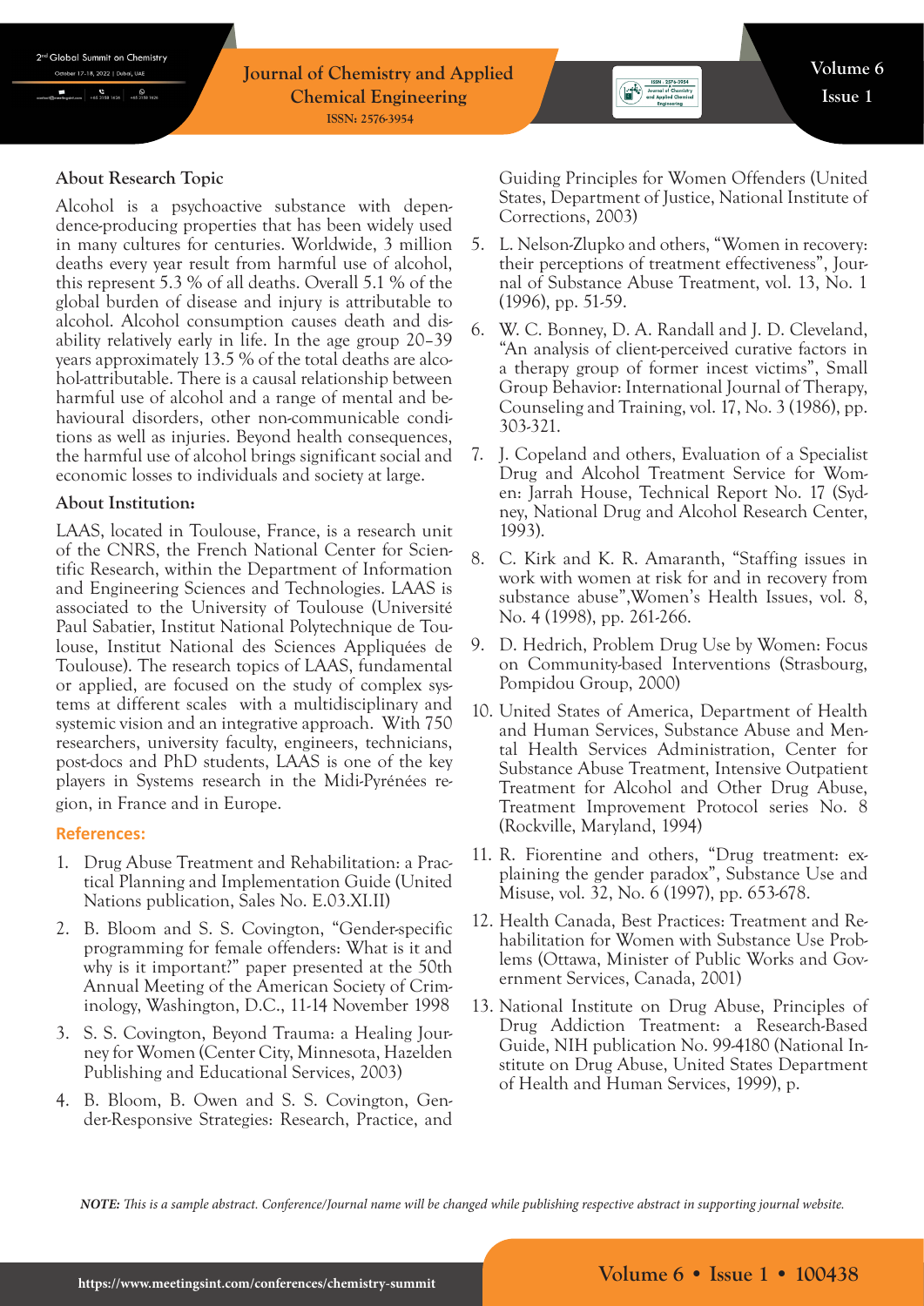## About Research Topic

Alcohol is a psychoactive substance with dependence-producing properties that has been widely used in many cultures for centuries. Worldwide, 3 million deaths every year result from harmful use of alcohol, this represent 5.3 % of all deaths. Overall 5.1 % of the global burden of disease and injury is attributable to alcohol. Alcohol consumption causes death and disability relatively early in life. In the age group 20–39 years approximately 13.5 % of the total deaths are alcohol-attributable. There is a causal relationship between harmful use of alcohol and a range of mental and behavioural disorders, other non-communicable conditions as well as injuries. Beyond health consequences, the harmful use of alcohol brings significant social and economic losses to individuals and society at large.

## About Institution:

LAAS, located in Toulouse, France, is a research unit of the CNRS, the French National Center for Scientific Research, within the Department of Information and Engineering Sciences and Technologies. LAAS is associated to the University of Toulouse (Université Paul Sabatier, Institut National Polytechnique de Toulouse, Institut National des Sciences Appliquées de Toulouse). The research topics of LAAS, fundamental or applied, are focused on the study of complex systems at different scales with a multidisciplinary and systemic vision and an integrative approach. With 750 researchers, university faculty, engineers, technicians, post-docs and PhD students, LAAS is one of the key players in Systems research in the Midi-Pyrénées region, in France and in Europe.

## References:

1. Drug Abuse Treatment and Rehabilitation: a Practical Planning and Implementation Guide (United Nations publication, Sales No. E.03.XI.II)
2. B. Bloom and S. S. Covington, "Gender-specific programming for female offenders: What is it and why is it important?" paper presented at the 50th Annual Meeting of the American Society of Criminology, Washington, D.C., 11-14 November 1998
3. S. S. Covington, Beyond Trauma: a Healing Journey for Women (Center City, Minnesota, Hazelden Publishing and Educational Services, 2003)
4. B. Bloom, B. Owen and S. S. Covington, Gender-Responsive Strategies: Research, Practice, and Guiding Principles for Women Offenders (United States, Department of Justice, National Institute of Corrections, 2003)
5. L. Nelson-Zlupko and others, "Women in recovery: their perceptions of treatment effectiveness", Journal of Substance Abuse Treatment, vol. 13, No. 1 (1996), pp. 51-59.
6. W. C. Bonney, D. A. Randall and J. D. Cleveland, "An analysis of client-perceived curative factors in a therapy group of former incest victims", Small Group Behavior: International Journal of Therapy, Counseling and Training, vol. 17, No. 3 (1986), pp. 303-321.
7. J. Copeland and others, Evaluation of a Specialist Drug and Alcohol Treatment Service for Women: Jarrah House, Technical Report No. 17 (Sydney, National Drug and Alcohol Research Center, 1993).
8. C. Kirk and K. R. Amaranth, "Staffing issues in work with women at risk for and in recovery from substance abuse",Women's Health Issues, vol. 8, No. 4 (1998), pp. 261-266.
9. D. Hedrich, Problem Drug Use by Women: Focus on Community-based Interventions (Strasbourg, Pompidou Group, 2000)
10. United States of America, Department of Health and Human Services, Substance Abuse and Mental Health Services Administration, Center for Substance Abuse Treatment, Intensive Outpatient Treatment for Alcohol and Other Drug Abuse, Treatment Improvement Protocol series No. 8 (Rockville, Maryland, 1994)
11. R. Fiorentine and others, "Drug treatment: explaining the gender paradox", Substance Use and Misuse, vol. 32, No. 6 (1997), pp. 653-678.
12. Health Canada, Best Practices: Treatment and Rehabilitation for Women with Substance Use Problems (Ottawa, Minister of Public Works and Government Services, Canada, 2001)
13. National Institute on Drug Abuse, Principles of Drug Addiction Treatment: a Research-Based Guide, NIH publication No. 99-4180 (National Institute on Drug Abuse, United States Department of Health and Human Services, 1999), p.

***NOTE:** This is a sample abstract. Conference/Journal name will be changed while publishing respective abstract in supporting journal website.*